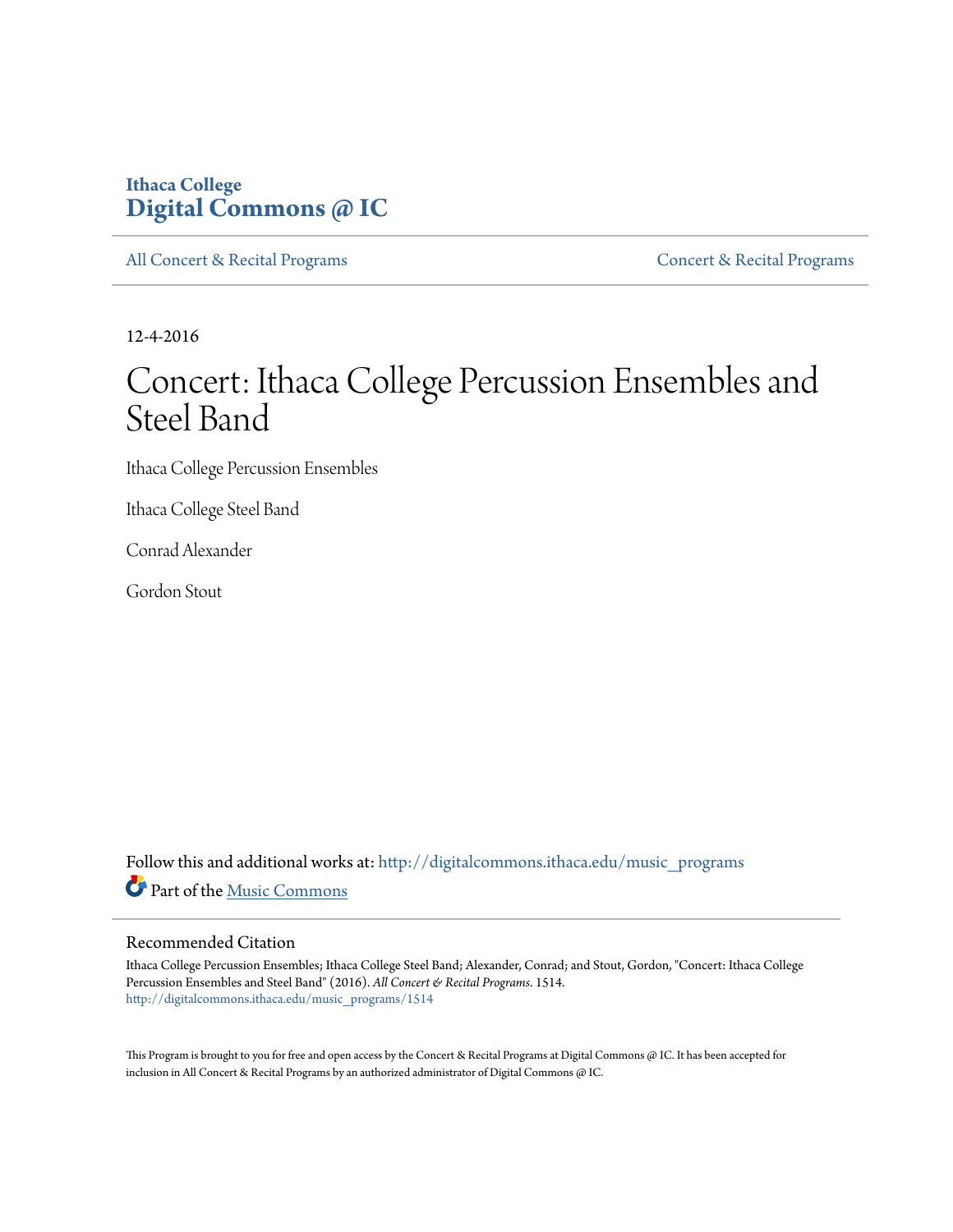Ithaca College
**Digital Commons @ IC**

All Concert & Recital Programs | Concert & Recital Programs

12-4-2016

# Concert: Ithaca College Percussion Ensembles and Steel Band

Ithaca College Percussion Ensembles

Ithaca College Steel Band

Conrad Alexander

Gordon Stout

Follow this and additional works at: http://digitalcommons.ithaca.edu/music_programs

Part of the Music Commons

## Recommended Citation

Ithaca College Percussion Ensembles; Ithaca College Steel Band; Alexander, Conrad; and Stout, Gordon, "Concert: Ithaca College Percussion Ensembles and Steel Band" (2016). *All Concert & Recital Programs*. 1514.
http://digitalcommons.ithaca.edu/music_programs/1514

This Program is brought to you for free and open access by the Concert & Recital Programs at Digital Commons @ IC. It has been accepted for inclusion in All Concert & Recital Programs by an authorized administrator of Digital Commons @ IC.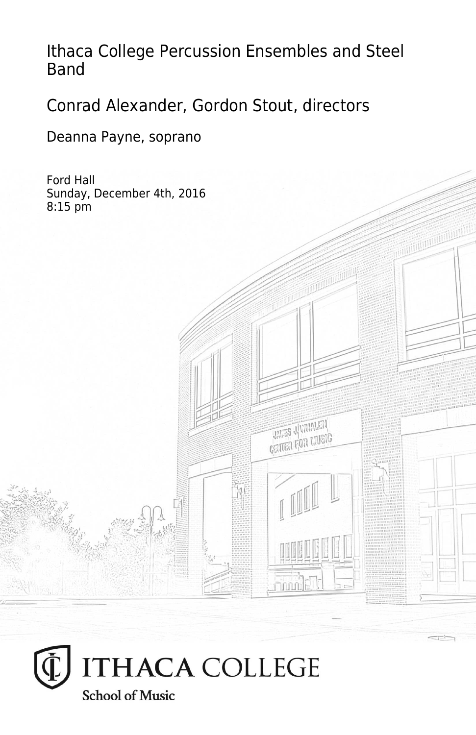# Ithaca College Percussion Ensembles and Steel Band

## Conrad Alexander, Gordon Stout, directors

Deanna Payne, soprano

Ford Hall
Sunday, December 4th, 2016
8:15 pm

ITHACA COLLEGE
School of Music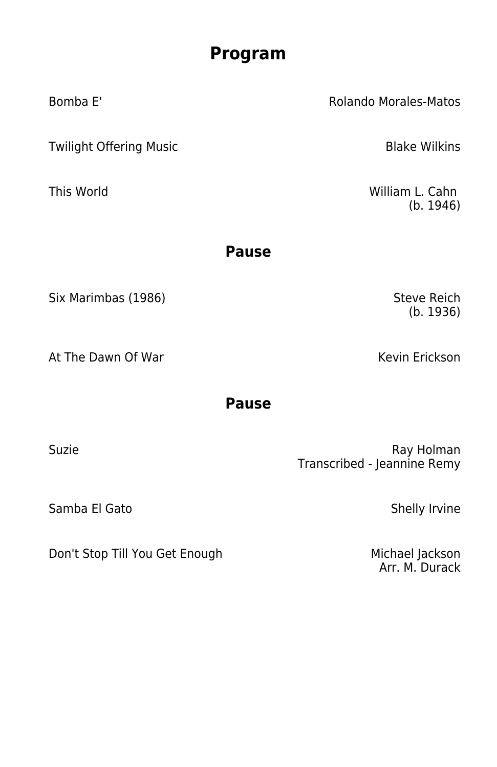# Program

Bomba E' — Rolando Morales-Matos

Twilight Offering Music — Blake Wilkins

This World — William L. Cahn (b. 1946)

## Pause

Six Marimbas (1986) — Steve Reich (b. 1936)

At The Dawn Of War — Kevin Erickson

## Pause

Suzie — Ray Holman
Transcribed - Jeannine Remy

Samba El Gato — Shelly Irvine

Don't Stop Till You Get Enough — Michael Jackson
Arr. M. Durack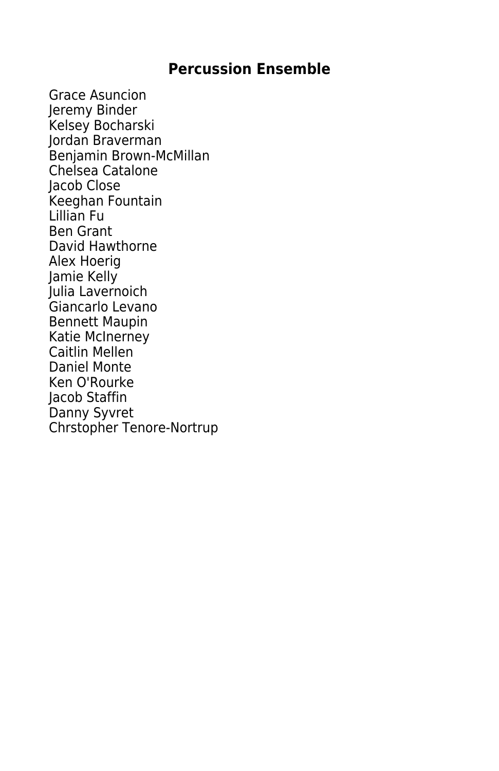## Percussion Ensemble

Grace Asuncion
Jeremy Binder
Kelsey Bocharski
Jordan Braverman
Benjamin Brown-McMillan
Chelsea Catalone
Jacob Close
Keeghan Fountain
Lillian Fu
Ben Grant
David Hawthorne
Alex Hoerig
Jamie Kelly
Julia Lavernoich
Giancarlo Levano
Bennett Maupin
Katie McInerney
Caitlin Mellen
Daniel Monte
Ken O'Rourke
Jacob Staffin
Danny Syvret
Chrstopher Tenore-Nortrup